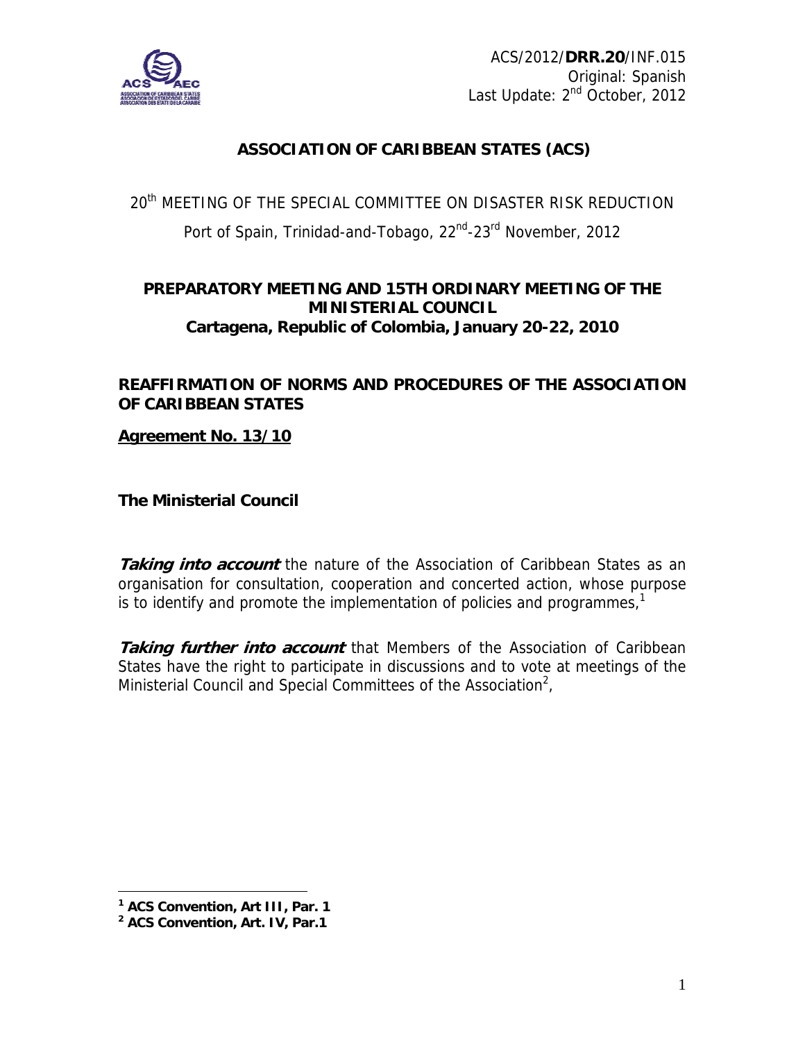ACS/2012/**DRR.20**/INF.015
Original: Spanish
Last Update: 2nd October, 2012

## ASSOCIATION OF CARIBBEAN STATES (ACS)

20th MEETING OF THE SPECIAL COMMITTEE ON DISASTER RISK REDUCTION

Port of Spain, Trinidad-and-Tobago, 22nd-23rd November, 2012

### PREPARATORY MEETING AND 15TH ORDINARY MEETING OF THE MINISTERIAL COUNCIL
### Cartagena, Republic of Colombia, January 20-22, 2010

### REAFFIRMATION OF NORMS AND PROCEDURES OF THE ASSOCIATION OF CARIBBEAN STATES

**Agreement No. 13/10**

**The Ministerial Council**

***Taking into account*** the nature of the Association of Caribbean States as an organisation for consultation, cooperation and concerted action, whose purpose is to identify and promote the implementation of policies and programmes,[1]

***Taking further into account*** that Members of the Association of Caribbean States have the right to participate in discussions and to vote at meetings of the Ministerial Council and Special Committees of the Association[2],

---

**[1] ACS Convention, Art III, Par. 1**
**[2] ACS Convention, Art. IV, Par.1**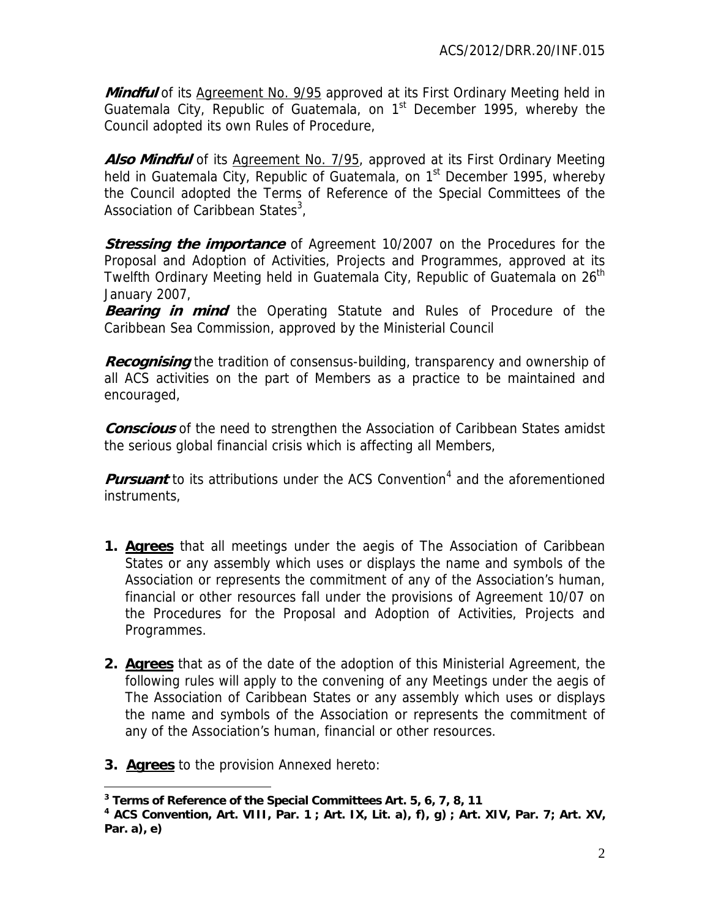***Mindful*** of its Agreement No. 9/95 approved at its First Ordinary Meeting held in Guatemala City, Republic of Guatemala, on 1st December 1995, whereby the Council adopted its own Rules of Procedure,

***Also Mindful*** of its Agreement No. 7/95, approved at its First Ordinary Meeting held in Guatemala City, Republic of Guatemala, on 1st December 1995, whereby the Council adopted the Terms of Reference of the Special Committees of the Association of Caribbean States[3],

***Stressing the importance*** of Agreement 10/2007 on the Procedures for the Proposal and Adoption of Activities, Projects and Programmes, approved at its Twelfth Ordinary Meeting held in Guatemala City, Republic of Guatemala on 26th January 2007,

***Bearing in mind*** the Operating Statute and Rules of Procedure of the Caribbean Sea Commission, approved by the Ministerial Council

***Recognising*** the tradition of consensus-building, transparency and ownership of all ACS activities on the part of Members as a practice to be maintained and encouraged,

***Conscious*** of the need to strengthen the Association of Caribbean States amidst the serious global financial crisis which is affecting all Members,

***Pursuant*** to its attributions under the ACS Convention[4] and the aforementioned instruments,

1. **Agrees** that all meetings under the aegis of The Association of Caribbean States or any assembly which uses or displays the name and symbols of the Association or represents the commitment of any of the Association's human, financial or other resources fall under the provisions of Agreement 10/07 on the Procedures for the Proposal and Adoption of Activities, Projects and Programmes.

2. **Agrees** that as of the date of the adoption of this Ministerial Agreement, the following rules will apply to the convening of any Meetings under the aegis of The Association of Caribbean States or any assembly which uses or displays the name and symbols of the Association or represents the commitment of any of the Association's human, financial or other resources.

3. **Agrees** to the provision Annexed hereto:

---

[3] **Terms of Reference of the Special Committees Art. 5, 6, 7, 8, 11**

[4] **ACS Convention, Art. VIII, Par. 1 ; Art. IX, Lit. a), f), g) ; Art. XIV, Par. 7; Art. XV, Par. a), e)**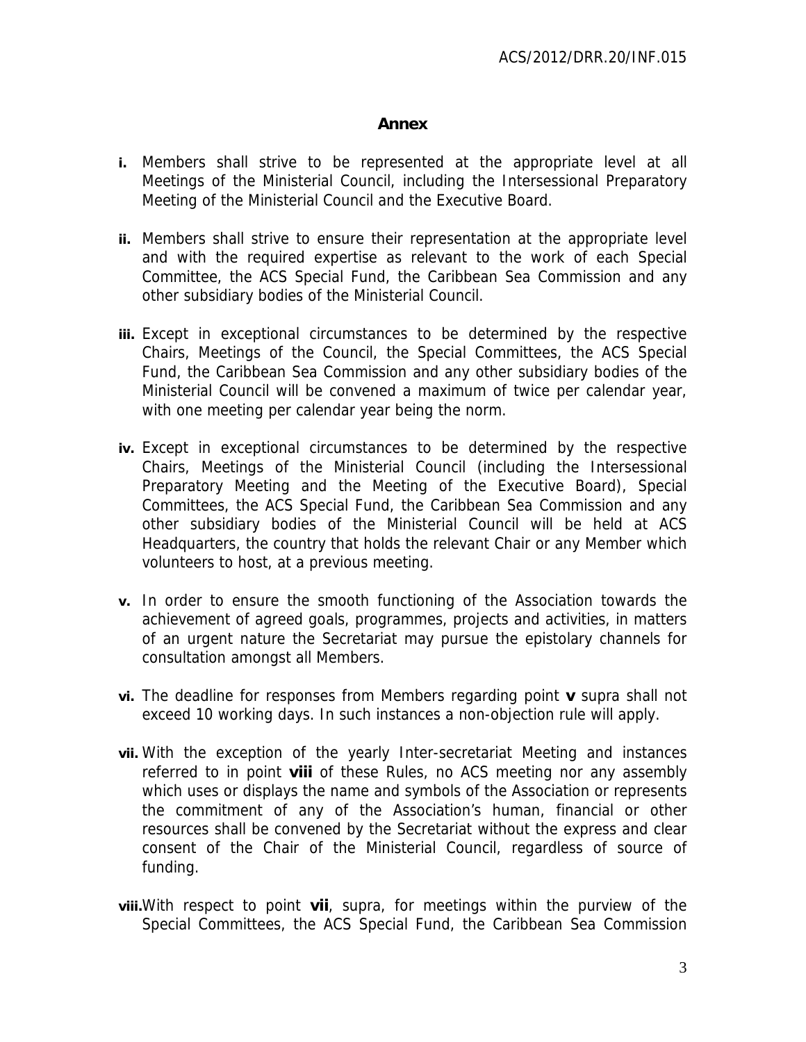## Annex

- **i.** Members shall strive to be represented at the appropriate level at all Meetings of the Ministerial Council, including the Intersessional Preparatory Meeting of the Ministerial Council and the Executive Board.

- **ii.** Members shall strive to ensure their representation at the appropriate level and with the required expertise as relevant to the work of each Special Committee, the ACS Special Fund, the Caribbean Sea Commission and any other subsidiary bodies of the Ministerial Council.

- **iii.** Except in exceptional circumstances to be determined by the respective Chairs, Meetings of the Council, the Special Committees, the ACS Special Fund, the Caribbean Sea Commission and any other subsidiary bodies of the Ministerial Council will be convened a maximum of twice per calendar year, with one meeting per calendar year being the norm.

- **iv.** Except in exceptional circumstances to be determined by the respective Chairs, Meetings of the Ministerial Council (including the Intersessional Preparatory Meeting and the Meeting of the Executive Board), Special Committees, the ACS Special Fund, the Caribbean Sea Commission and any other subsidiary bodies of the Ministerial Council will be held at ACS Headquarters, the country that holds the relevant Chair or any Member which volunteers to host, at a previous meeting.

- **v.** In order to ensure the smooth functioning of the Association towards the achievement of agreed goals, programmes, projects and activities, in matters of an urgent nature the Secretariat may pursue the epistolary channels for consultation amongst all Members.

- **vi.** The deadline for responses from Members regarding point **v** supra shall not exceed 10 working days. In such instances a non-objection rule will apply.

- **vii.** With the exception of the yearly Inter-secretariat Meeting and instances referred to in point **viii** of these Rules, no ACS meeting nor any assembly which uses or displays the name and symbols of the Association or represents the commitment of any of the Association's human, financial or other resources shall be convened by the Secretariat without the express and clear consent of the Chair of the Ministerial Council, regardless of source of funding.

- **viii.** With respect to point **vii**, supra, for meetings within the purview of the Special Committees, the ACS Special Fund, the Caribbean Sea Commission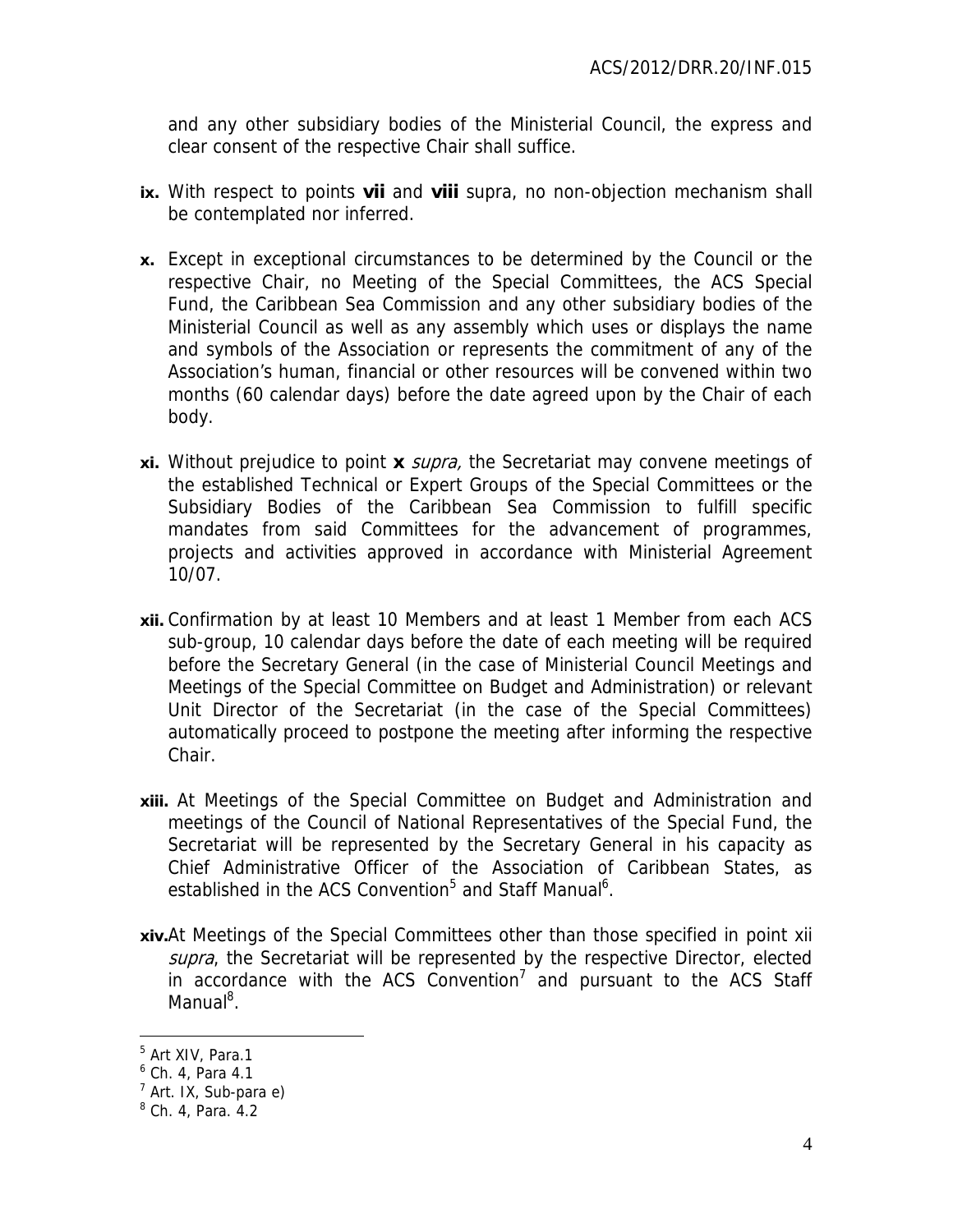and any other subsidiary bodies of the Ministerial Council, the express and clear consent of the respective Chair shall suffice.

**ix.** With respect to points **vii** and **viii** supra, no non-objection mechanism shall be contemplated nor inferred.

**x.** Except in exceptional circumstances to be determined by the Council or the respective Chair, no Meeting of the Special Committees, the ACS Special Fund, the Caribbean Sea Commission and any other subsidiary bodies of the Ministerial Council as well as any assembly which uses or displays the name and symbols of the Association or represents the commitment of any of the Association's human, financial or other resources will be convened within two months (60 calendar days) before the date agreed upon by the Chair of each body.

**xi.** Without prejudice to point **x** *supra,* the Secretariat may convene meetings of the established Technical or Expert Groups of the Special Committees or the Subsidiary Bodies of the Caribbean Sea Commission to fulfill specific mandates from said Committees for the advancement of programmes, projects and activities approved in accordance with Ministerial Agreement 10/07.

**xii.** Confirmation by at least 10 Members and at least 1 Member from each ACS sub-group, 10 calendar days before the date of each meeting will be required before the Secretary General (in the case of Ministerial Council Meetings and Meetings of the Special Committee on Budget and Administration) or relevant Unit Director of the Secretariat (in the case of the Special Committees) automatically proceed to postpone the meeting after informing the respective Chair.

**xiii.** At Meetings of the Special Committee on Budget and Administration and meetings of the Council of National Representatives of the Special Fund, the Secretariat will be represented by the Secretary General in his capacity as Chief Administrative Officer of the Association of Caribbean States, as established in the ACS Convention[5] and Staff Manual[6].

**xiv.** At Meetings of the Special Committees other than those specified in point xii *supra*, the Secretariat will be represented by the respective Director, elected in accordance with the ACS Convention[7] and pursuant to the ACS Staff Manual[8].

---

[5] Art XIV, Para.1

[6] Ch. 4, Para 4.1

[7] Art. IX, Sub-para e)

[8] Ch. 4, Para. 4.2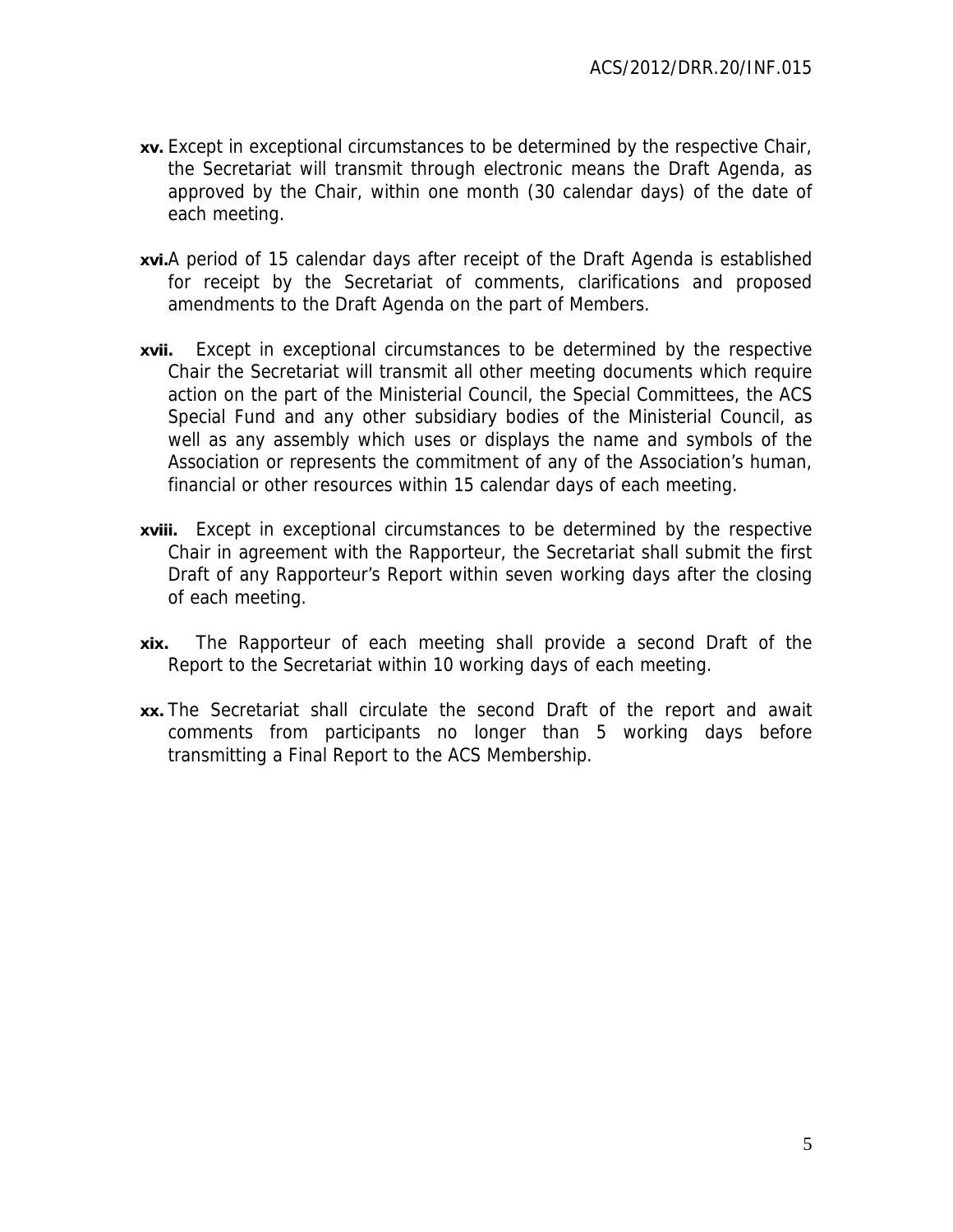- **xv.** Except in exceptional circumstances to be determined by the respective Chair, the Secretariat will transmit through electronic means the Draft Agenda, as approved by the Chair, within one month (30 calendar days) of the date of each meeting.

- **xvi.** A period of 15 calendar days after receipt of the Draft Agenda is established for receipt by the Secretariat of comments, clarifications and proposed amendments to the Draft Agenda on the part of Members.

- **xvii.** Except in exceptional circumstances to be determined by the respective Chair the Secretariat will transmit all other meeting documents which require action on the part of the Ministerial Council, the Special Committees, the ACS Special Fund and any other subsidiary bodies of the Ministerial Council, as well as any assembly which uses or displays the name and symbols of the Association or represents the commitment of any of the Association's human, financial or other resources within 15 calendar days of each meeting.

- **xviii.** Except in exceptional circumstances to be determined by the respective Chair in agreement with the Rapporteur, the Secretariat shall submit the first Draft of any Rapporteur's Report within seven working days after the closing of each meeting.

- **xix.** The Rapporteur of each meeting shall provide a second Draft of the Report to the Secretariat within 10 working days of each meeting.

- **xx.** The Secretariat shall circulate the second Draft of the report and await comments from participants no longer than 5 working days before transmitting a Final Report to the ACS Membership.